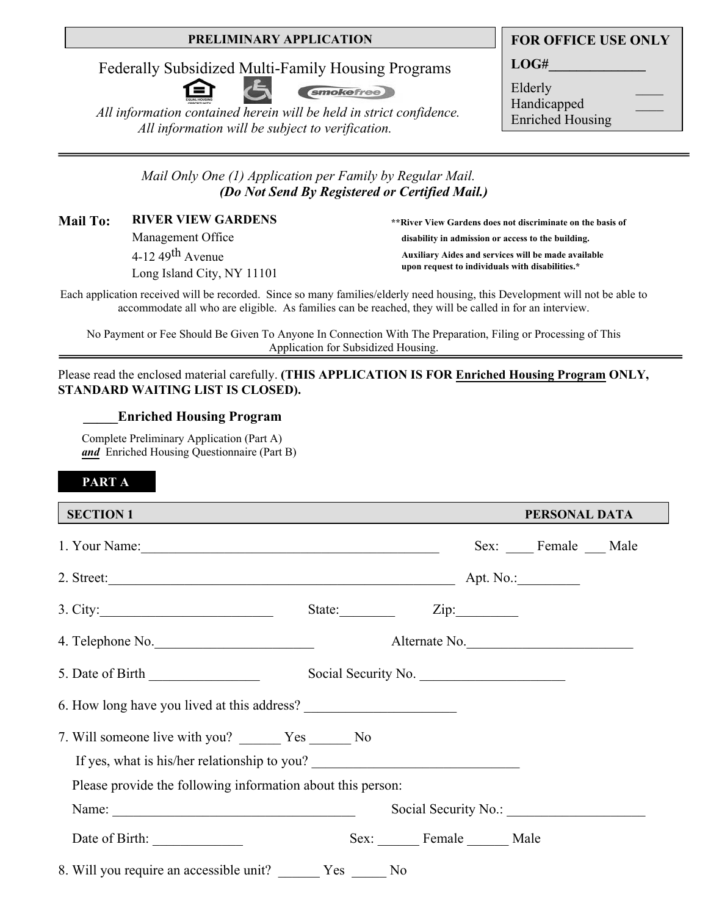**PRELIMINARY APPLICATION**

# Federally Subsidized Multi-Family Housing Programs

*All information contained herein will be held in strict confidence.*
*All information will be subject to verification.*

| FOR OFFICE USE ONLY | |
|---|---|
| LOG#______________ | |
| Elderly | ____ |
| Handicapped | ____ |
| Enriched Housing | |

---

*Mail Only One (1) Application per Family by Regular Mail.*
***(Do Not Send By Registered or Certified Mail.)***

**Mail To:** **RIVER VIEW GARDENS**
Management Office
4-12 49th Avenue
Long Island City, NY 11101

****River View Gardens does not discriminate on the basis of disability in admission or access to the building. Auxiliary Aides and services will be made available upon request to individuals with disabilities.***

Each application received will be recorded. Since so many families/elderly need housing, this Development will not be able to accommodate all who are eligible. As families can be reached, they will be called in for an interview.

No Payment or Fee Should Be Given To Anyone In Connection With The Preparation, Filing or Processing of This Application for Subsidized Housing.

---

Please read the enclosed material carefully. **(THIS APPLICATION IS FOR <u>Enriched Housing Program</u> ONLY, STANDARD WAITING LIST IS CLOSED).**

**_____Enriched Housing Program**

Complete Preliminary Application (Part A)
***and*** Enriched Housing Questionnaire (Part B)

## PART A

### SECTION 1 PERSONAL DATA

1. Your Name:_____________________________________________ Sex: ____ Female ___ Male

2. Street:____________________________________________________ Apt. No.:_________

3. City:_________________________ State:________ Zip:_________

4. Telephone No.______________________ Alternate No.________________________

5. Date of Birth ________________ Social Security No. _____________________

6. How long have you lived at this address? _____________________

7. Will someone live with you? ______ Yes ______ No

   If yes, what is his/her relationship to you? ______________________________

   Please provide the following information about this person:

   Name: ___________________________________ Social Security No.: ____________________

   Date of Birth: _____________ Sex: ______ Female ______ Male

8. Will you require an accessible unit? ______ Yes _____ No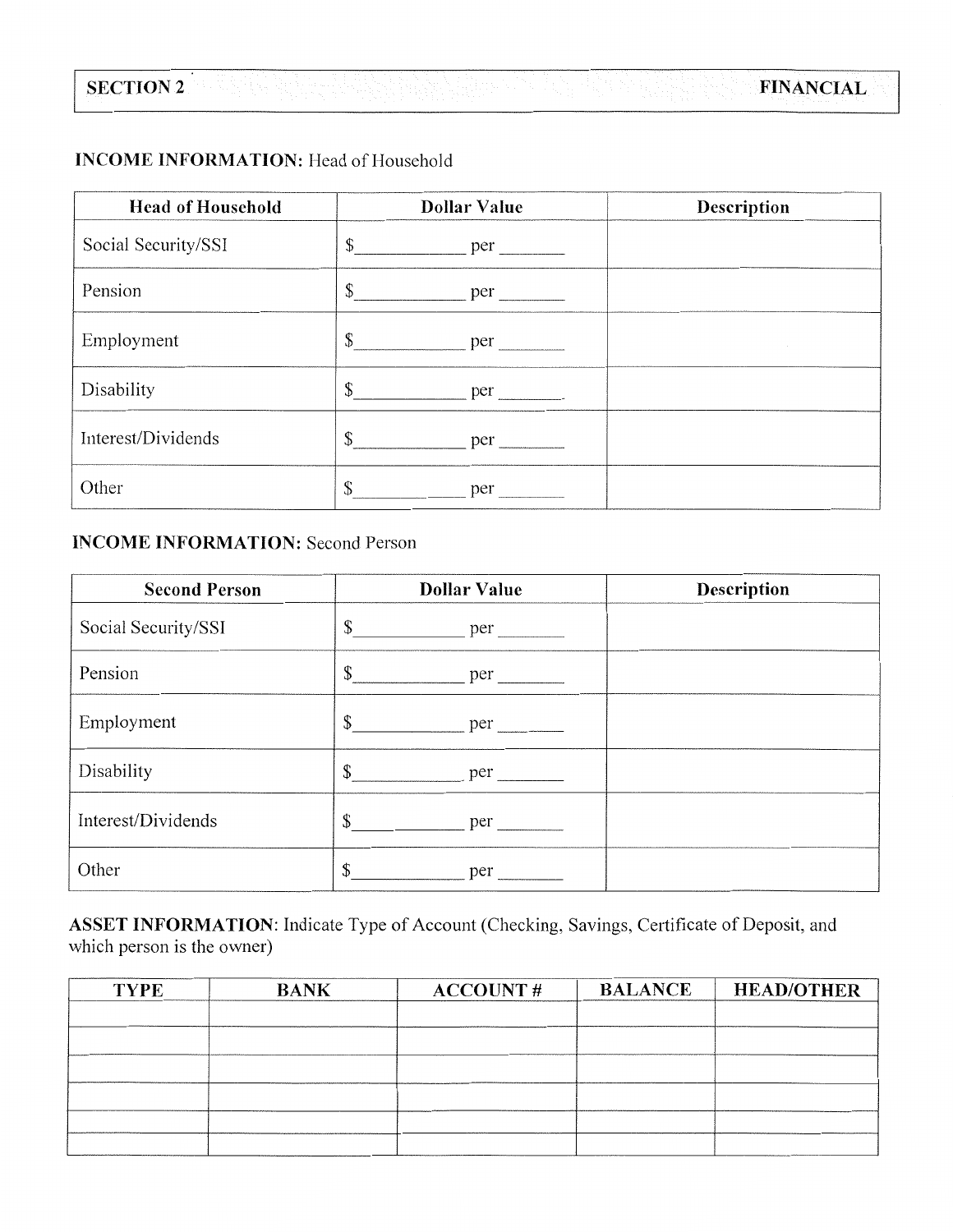| SECTION 2 | FINANCIAL |
|---|---|

**INCOME INFORMATION:** Head of Household

| Head of Household | Dollar Value | Description |
|---|---|---|
| Social Security/SSI | $\_\_\_\_\_\_\_\_\_\_ per \_\_\_\_\_\_ | |
| Pension | $\_\_\_\_\_\_\_\_\_\_ per \_\_\_\_\_\_ | |
| Employment | $\_\_\_\_\_\_\_\_\_\_ per \_\_\_\_\_\_ | |
| Disability | $\_\_\_\_\_\_\_\_\_\_ per \_\_\_\_\_\_ | |
| Interest/Dividends | $\_\_\_\_\_\_\_\_\_\_ per \_\_\_\_\_\_ | |
| Other | $\_\_\_\_\_\_\_\_\_\_ per \_\_\_\_\_\_ | |

**INCOME INFORMATION:** Second Person

| Second Person | Dollar Value | Description |
|---|---|---|
| Social Security/SSI | $\_\_\_\_\_\_\_\_\_\_ per \_\_\_\_\_\_ | |
| Pension | $\_\_\_\_\_\_\_\_\_\_ per \_\_\_\_\_\_ | |
| Employment | $\_\_\_\_\_\_\_\_\_\_ per \_\_\_\_\_\_ | |
| Disability | $\_\_\_\_\_\_\_\_\_\_ per \_\_\_\_\_\_ | |
| Interest/Dividends | $\_\_\_\_\_\_\_\_\_\_ per \_\_\_\_\_\_ | |
| Other | $\_\_\_\_\_\_\_\_\_\_ per \_\_\_\_\_\_ | |

**ASSET INFORMATION**: Indicate Type of Account (Checking, Savings, Certificate of Deposit, and which person is the owner)

| TYPE | BANK | ACCOUNT # | BALANCE | HEAD/OTHER |
|---|---|---|---|---|
| | | | | |
| | | | | |
| | | | | |
| | | | | |
| | | | | |
| | | | | |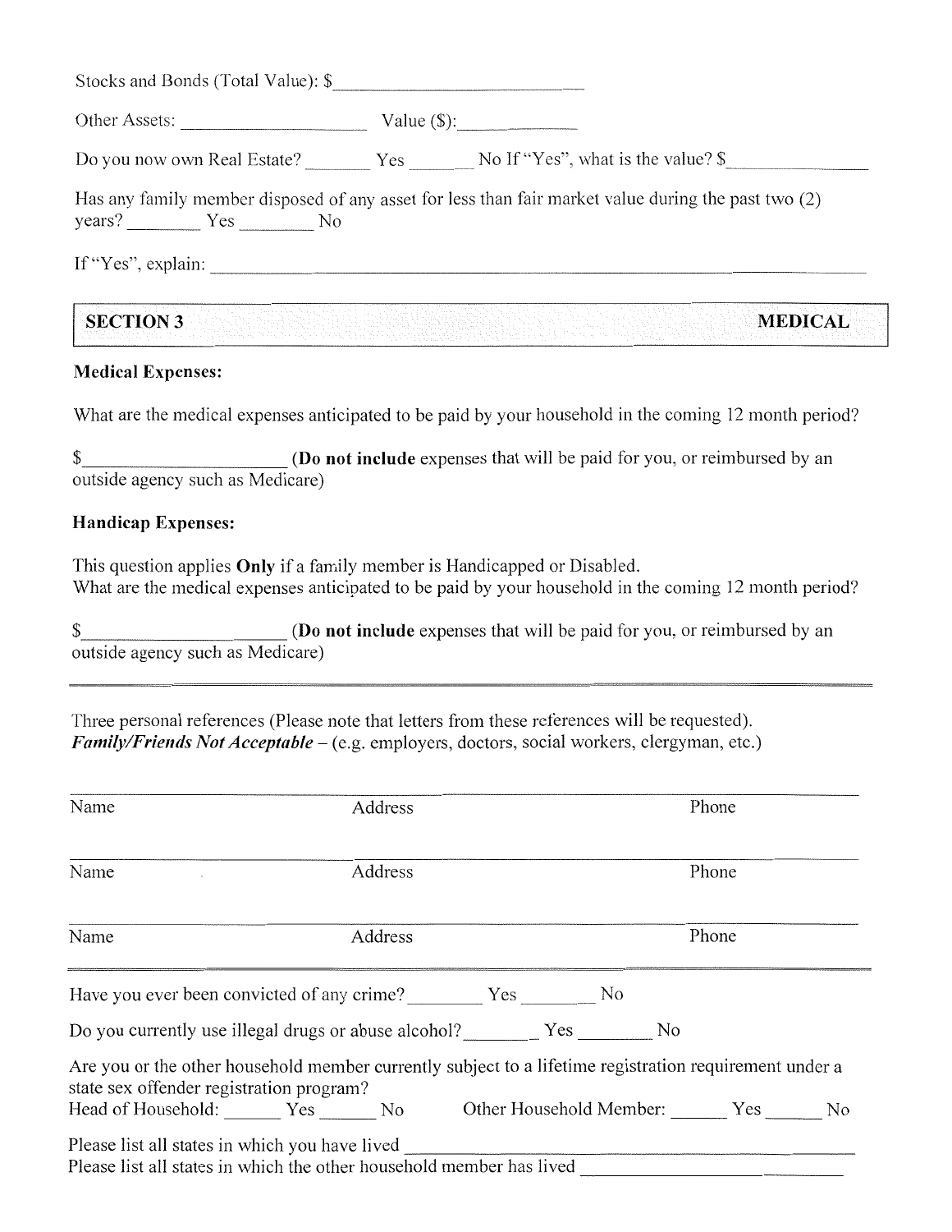Stocks and Bonds (Total Value): $______________________

Other Assets: __________________ Value ($):____________

Do you now own Real Estate? _______ Yes _______ No If "Yes", what is the value? $______________

Has any family member disposed of any asset for less than fair market value during the past two (2) years? ________ Yes ________ No

If "Yes", explain: ______________________________________________________________

## SECTION 3 MEDICAL

**Medical Expenses:**

What are the medical expenses anticipated to be paid by your household in the coming 12 month period?

$_____________________ (**Do not include** expenses that will be paid for you, or reimbursed by an outside agency such as Medicare)

**Handicap Expenses:**

This question applies **Only** if a family member is Handicapped or Disabled.
What are the medical expenses anticipated to be paid by your household in the coming 12 month period?

$_____________________ (**Do not include** expenses that will be paid for you, or reimbursed by an outside agency such as Medicare)

---

Three personal references (Please note that letters from these references will be requested).
***Family/Friends Not Acceptable*** – (e.g. employers, doctors, social workers, clergyman, etc.)

| Name | Address | Phone |
|---|---|---|
| | | |
| Name | Address | Phone |
| | | |
| Name | Address | Phone |

Have you ever been convicted of any crime? ________ Yes ________ No

Do you currently use illegal drugs or abuse alcohol? ________ Yes ________ No

Are you or the other household member currently subject to a lifetime registration requirement under a state sex offender registration program?
Head of Household: ______ Yes ______ No Other Household Member: ______ Yes ______ No

Please list all states in which you have lived ______________________________________
Please list all states in which the other household member has lived ____________________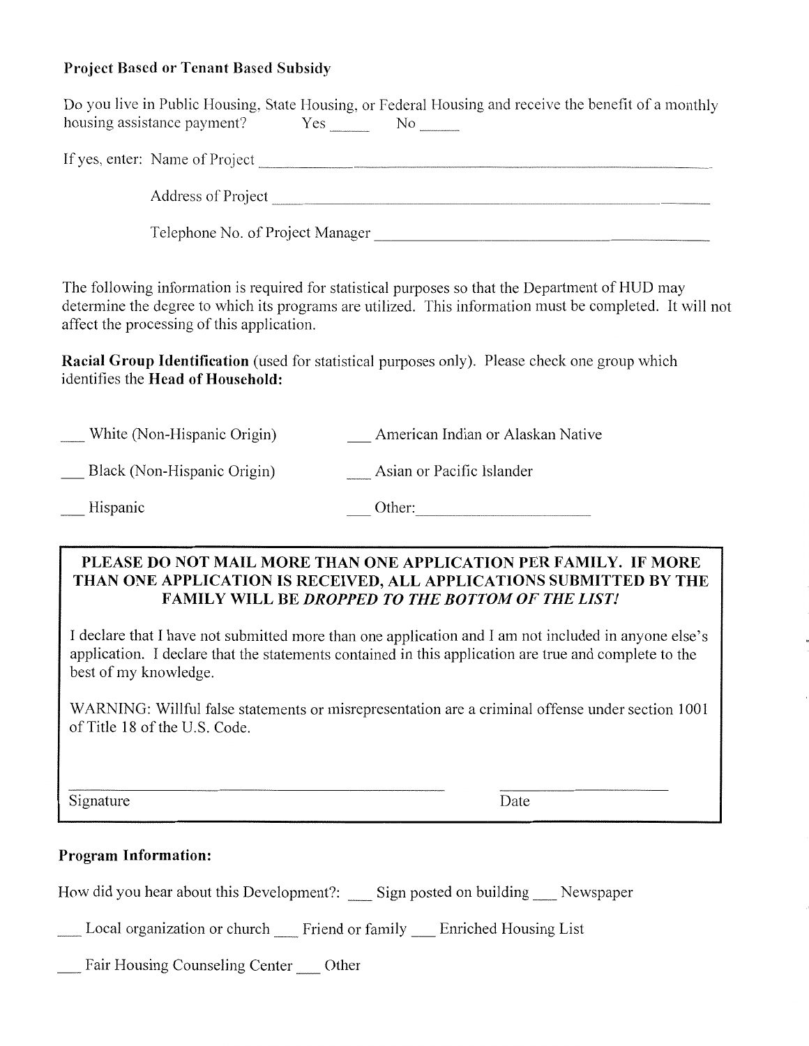**Project Based or Tenant Based Subsidy**

Do you live in Public Housing, State Housing, or Federal Housing and receive the benefit of a monthly housing assistance payment? Yes _____ No _____

If yes, enter: Name of Project ______________________________________________

Address of Project ______________________________________________

Telephone No. of Project Manager ______________________________________________

The following information is required for statistical purposes so that the Department of HUD may determine the degree to which its programs are utilized. This information must be completed. It will not affect the processing of this application.

**Racial Group Identification** (used for statistical purposes only). Please check one group which identifies the **Head of Household:**

___ White (Non-Hispanic Origin)

___ Black (Non-Hispanic Origin)

___ Hispanic

___ American Indian or Alaskan Native

___ Asian or Pacific Islander

___ Other: ____________________

**PLEASE DO NOT MAIL MORE THAN ONE APPLICATION PER FAMILY. IF MORE THAN ONE APPLICATION IS RECEIVED, ALL APPLICATIONS SUBMITTED BY THE FAMILY WILL BE *DROPPED TO THE BOTTOM OF THE LIST!***

I declare that I have not submitted more than one application and I am not included in anyone else's application. I declare that the statements contained in this application are true and complete to the best of my knowledge.

WARNING: Willful false statements or misrepresentation are a criminal offense under section 1001 of Title 18 of the U.S. Code.

______________________________________ ____________________

Signature Date

**Program Information:**

How did you hear about this Development?: ___ Sign posted on building ___ Newspaper

___ Local organization or church ___ Friend or family ___ Enriched Housing List

___ Fair Housing Counseling Center ___ Other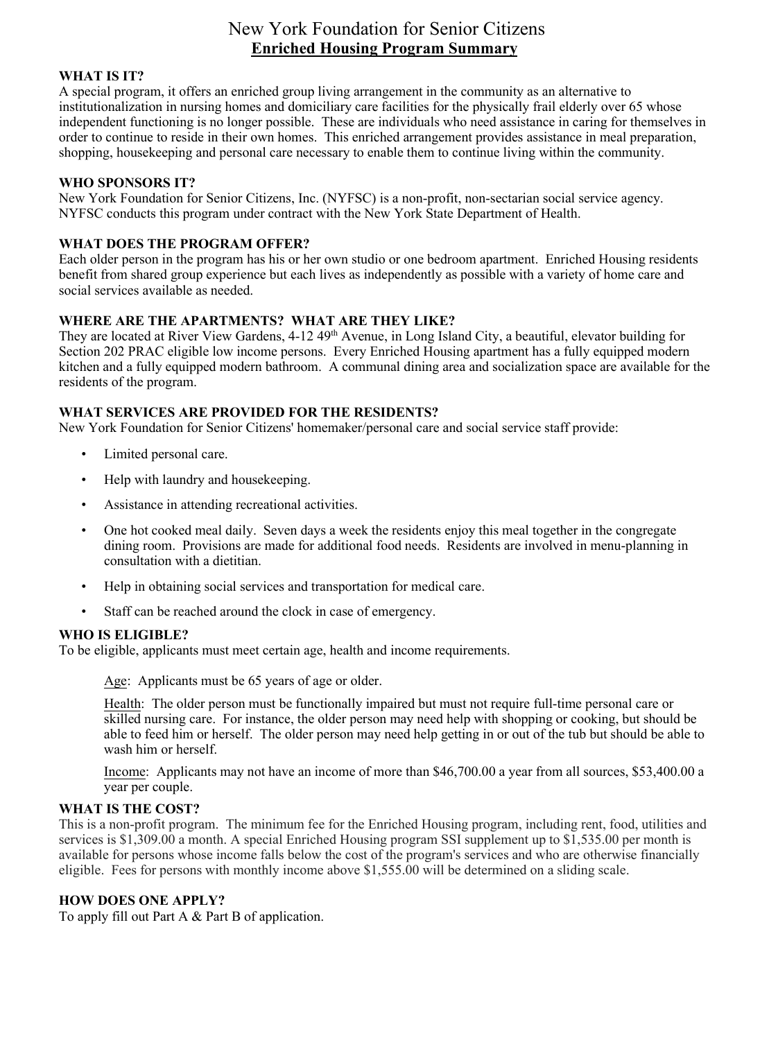# New York Foundation for Senior Citizens

## **Enriched Housing Program Summary**

**WHAT IS IT?**

A special program, it offers an enriched group living arrangement in the community as an alternative to institutionalization in nursing homes and domiciliary care facilities for the physically frail elderly over 65 whose independent functioning is no longer possible. These are individuals who need assistance in caring for themselves in order to continue to reside in their own homes. This enriched arrangement provides assistance in meal preparation, shopping, housekeeping and personal care necessary to enable them to continue living within the community.

**WHO SPONSORS IT?**

New York Foundation for Senior Citizens, Inc. (NYFSC) is a non-profit, non-sectarian social service agency. NYFSC conducts this program under contract with the New York State Department of Health.

**WHAT DOES THE PROGRAM OFFER?**

Each older person in the program has his or her own studio or one bedroom apartment. Enriched Housing residents benefit from shared group experience but each lives as independently as possible with a variety of home care and social services available as needed.

**WHERE ARE THE APARTMENTS? WHAT ARE THEY LIKE?**

They are located at River View Gardens, 4-12 49th Avenue, in Long Island City, a beautiful, elevator building for Section 202 PRAC eligible low income persons. Every Enriched Housing apartment has a fully equipped modern kitchen and a fully equipped modern bathroom. A communal dining area and socialization space are available for the residents of the program.

**WHAT SERVICES ARE PROVIDED FOR THE RESIDENTS?**

New York Foundation for Senior Citizens' homemaker/personal care and social service staff provide:

- Limited personal care.
- Help with laundry and housekeeping.
- Assistance in attending recreational activities.
- One hot cooked meal daily. Seven days a week the residents enjoy this meal together in the congregate dining room. Provisions are made for additional food needs. Residents are involved in menu-planning in consultation with a dietitian.
- Help in obtaining social services and transportation for medical care.
- Staff can be reached around the clock in case of emergency.

**WHO IS ELIGIBLE?**

To be eligible, applicants must meet certain age, health and income requirements.

Age: Applicants must be 65 years of age or older.

Health: The older person must be functionally impaired but must not require full-time personal care or skilled nursing care. For instance, the older person may need help with shopping or cooking, but should be able to feed him or herself. The older person may need help getting in or out of the tub but should be able to wash him or herself.

Income: Applicants may not have an income of more than $46,700.00 a year from all sources, $53,400.00 a year per couple.

**WHAT IS THE COST?**

This is a non-profit program. The minimum fee for the Enriched Housing program, including rent, food, utilities and services is $1,309.00 a month. A special Enriched Housing program SSI supplement up to $1,535.00 per month is available for persons whose income falls below the cost of the program's services and who are otherwise financially eligible. Fees for persons with monthly income above $1,555.00 will be determined on a sliding scale.

**HOW DOES ONE APPLY?**

To apply fill out Part A & Part B of application.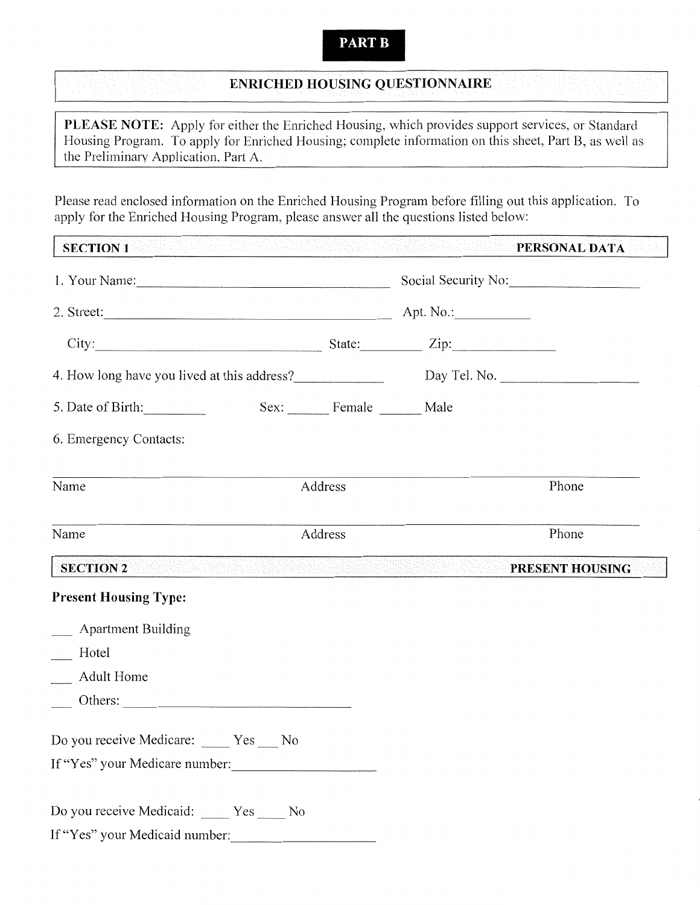**PART B**

## ENRICHED HOUSING QUESTIONNAIRE

**PLEASE NOTE:** Apply for either the Enriched Housing, which provides support services, or Standard Housing Program. To apply for Enriched Housing; complete information on this sheet, Part B, as well as the Preliminary Application, Part A.

Please read enclosed information on the Enriched Housing Program before filling out this application. To apply for the Enriched Housing Program, please answer all the questions listed below:

### SECTION 1 — PERSONAL DATA

1. Your Name:______________________________ Social Security No:________________

2. Street:__________________________________ Apt. No.:__________

   City:___________________________ State:________ Zip:______________

4. How long have you lived at this address?____________ Day Tel. No. __________________

5. Date of Birth:_________ Sex: ______ Female ______ Male

6. Emergency Contacts:

______________________________________________________________

Name Address Phone

______________________________________________________________

Name Address Phone

### SECTION 2 — PRESENT HOUSING

**Present Housing Type:**

___ Apartment Building

___ Hotel

___ Adult Home

___ Others: ______________________________

Do you receive Medicare: ____ Yes ___ No

If "Yes" your Medicare number:____________________

Do you receive Medicaid: ____ Yes ____ No

If "Yes" your Medicaid number:____________________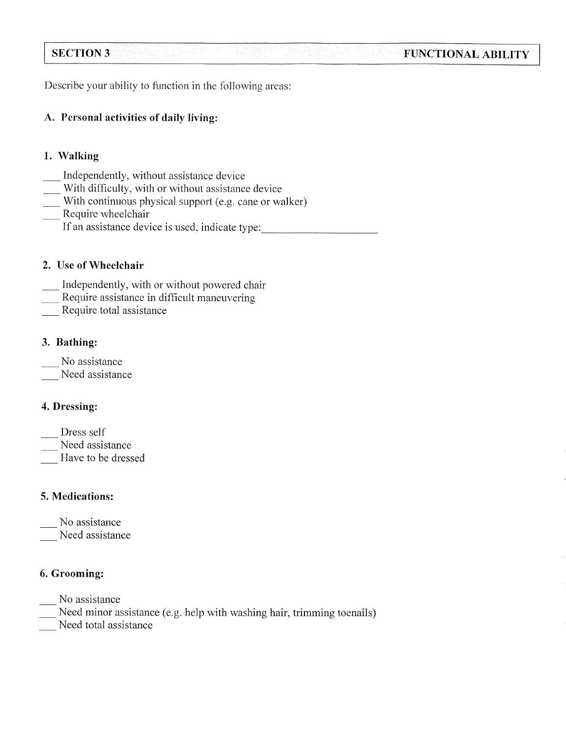## SECTION 3 — FUNCTIONAL ABILITY

Describe your ability to function in the following areas:

### A. Personal activities of daily living:

#### 1. Walking

___ Independently, without assistance device
___ With difficulty, with or without assistance device
___ With continuous physical support (e.g. cane or walker)
___ Require wheelchair
If an assistance device is used, indicate type:____________________

#### 2. Use of Wheelchair

___ Independently, with or without powered chair
___ Require assistance in difficult maneuvering
___ Require total assistance

#### 3. Bathing:

___ No assistance
___ Need assistance

#### 4. Dressing:

___ Dress self
___ Need assistance
___ Have to be dressed

#### 5. Medications:

___ No assistance
___ Need assistance

#### 6. Grooming:

___ No assistance
___ Need minor assistance (e.g. help with washing hair, trimming toenails)
___ Need total assistance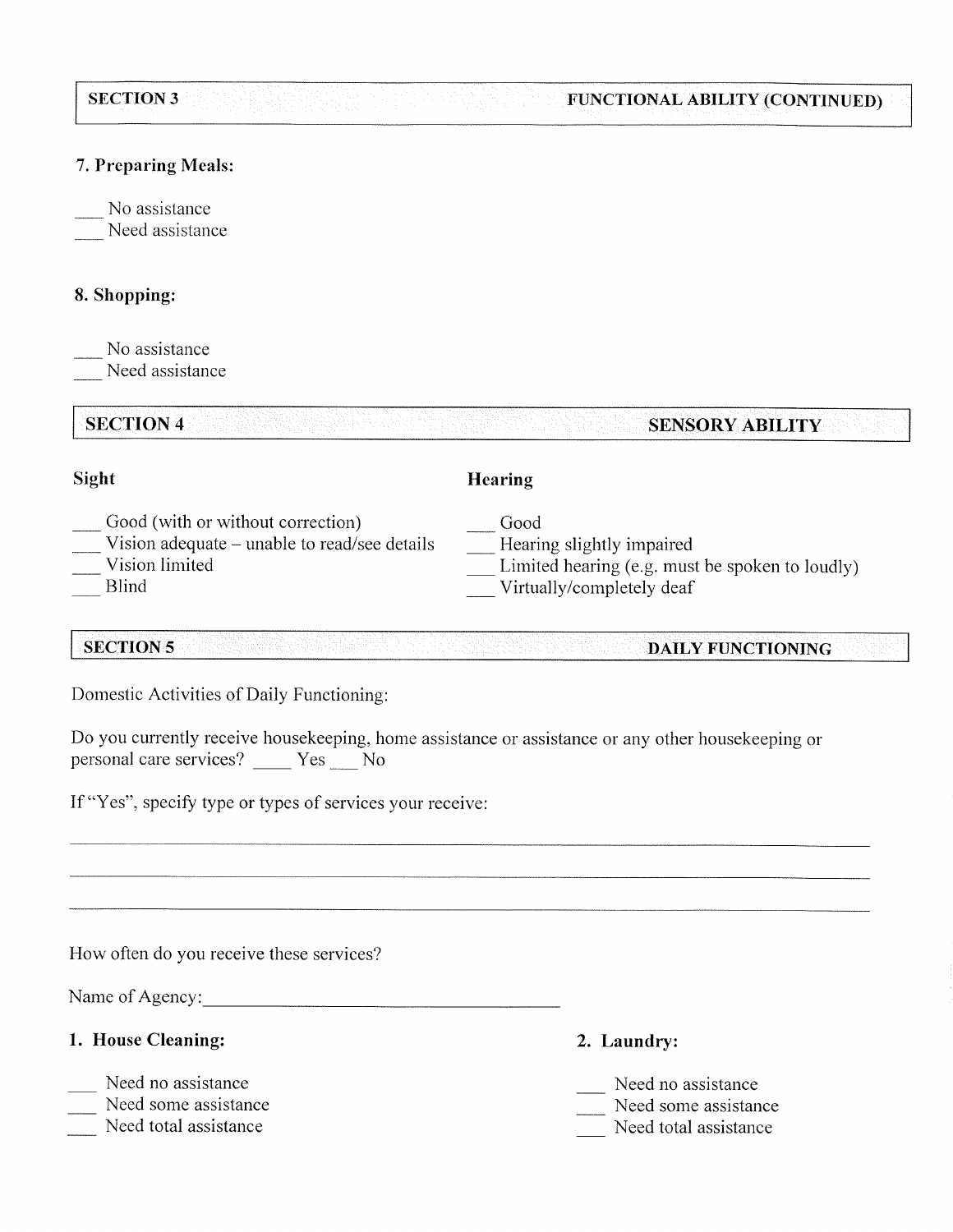## SECTION 3 — FUNCTIONAL ABILITY (CONTINUED)

**7. Preparing Meals:**

___ No assistance
___ Need assistance

**8. Shopping:**

___ No assistance
___ Need assistance

## SECTION 4 — SENSORY ABILITY

**Sight**

___ Good (with or without correction)
___ Vision adequate – unable to read/see details
___ Vision limited
___ Blind

**Hearing**

___ Good
___ Hearing slightly impaired
___ Limited hearing (e.g. must be spoken to loudly)
___ Virtually/completely deaf

## SECTION 5 — DAILY FUNCTIONING

Domestic Activities of Daily Functioning:

Do you currently receive housekeeping, home assistance or assistance or any other housekeeping or personal care services? ____ Yes ___ No

If "Yes", specify type or types of services your receive:

_______________________________________________________________________________

_______________________________________________________________________________

_______________________________________________________________________________

How often do you receive these services?

Name of Agency: ________________________________________

**1. House Cleaning:**

___ Need no assistance
___ Need some assistance
___ Need total assistance

**2. Laundry:**

___ Need no assistance
___ Need some assistance
___ Need total assistance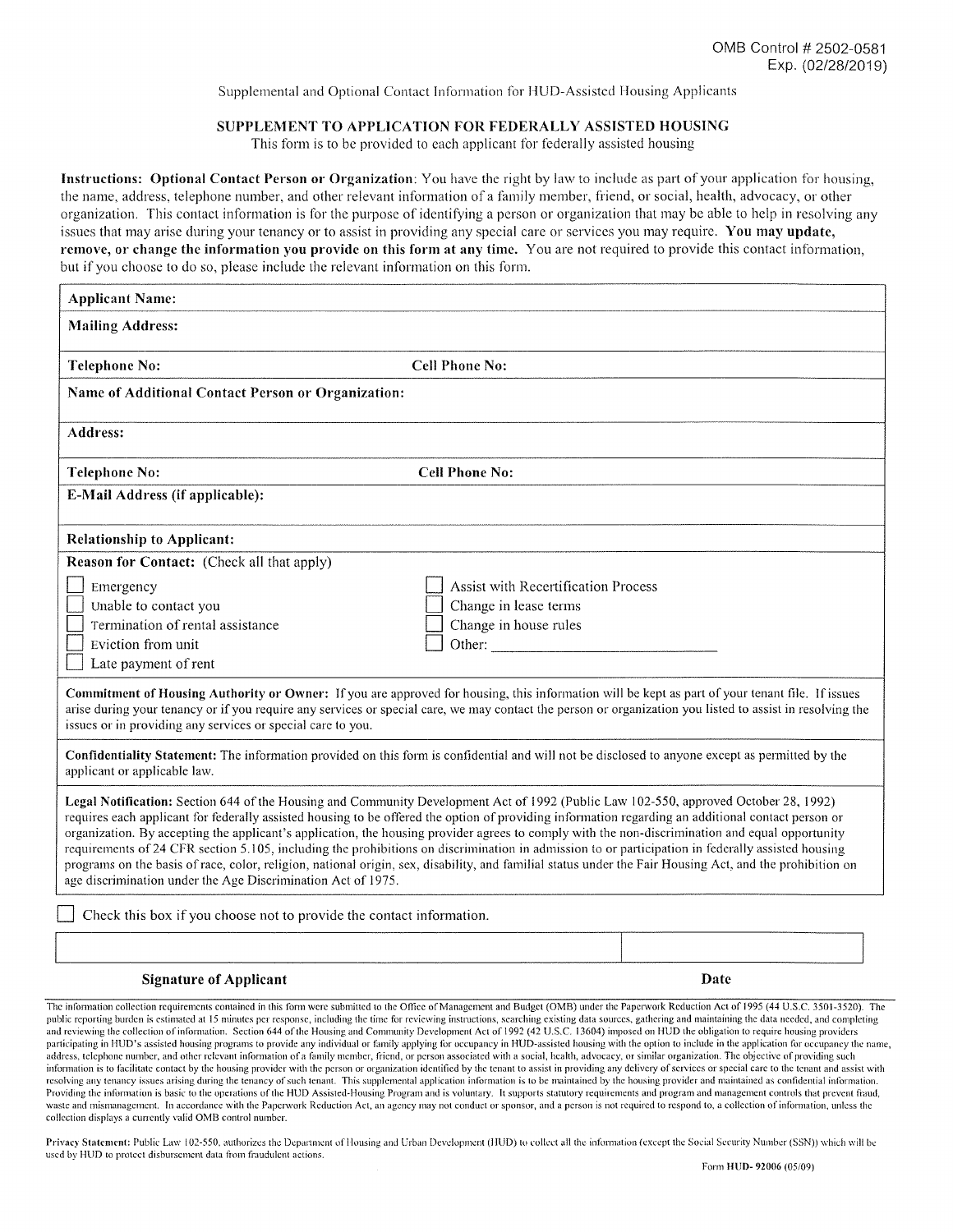OMB Control # 2502-0581
Exp. (02/28/2019)

Supplemental and Optional Contact Information for HUD-Assisted Housing Applicants

## SUPPLEMENT TO APPLICATION FOR FEDERALLY ASSISTED HOUSING

This form is to be provided to each applicant for federally assisted housing

**Instructions: Optional Contact Person or Organization**: You have the right by law to include as part of your application for housing, the name, address, telephone number, and other relevant information of a family member, friend, or social, health, advocacy, or other organization. This contact information is for the purpose of identifying a person or organization that may be able to help in resolving any issues that may arise during your tenancy or to assist in providing any special care or services you may require. **You may update, remove, or change the information you provide on this form at any time.** You are not required to provide this contact information, but if you choose to do so, please include the relevant information on this form.

**Applicant Name:**

**Mailing Address:**

**Telephone No:** **Cell Phone No:**

**Name of Additional Contact Person or Organization:**

**Address:**

**Telephone No:** **Cell Phone No:**

**E-Mail Address (if applicable):**

**Relationship to Applicant:**

**Reason for Contact:** (Check all that apply)

- ☐ Emergency
- ☐ Unable to contact you
- ☐ Termination of rental assistance
- ☐ Eviction from unit
- ☐ Late payment of rent
- ☐ Assist with Recertification Process
- ☐ Change in lease terms
- ☐ Change in house rules
- ☐ Other: ______________________________

**Commitment of Housing Authority or Owner:** If you are approved for housing, this information will be kept as part of your tenant file. If issues arise during your tenancy or if you require any services or special care, we may contact the person or organization you listed to assist in resolving the issues or in providing any services or special care to you.

**Confidentiality Statement:** The information provided on this form is confidential and will not be disclosed to anyone except as permitted by the applicant or applicable law.

**Legal Notification:** Section 644 of the Housing and Community Development Act of 1992 (Public Law 102-550, approved October 28, 1992) requires each applicant for federally assisted housing to be offered the option of providing information regarding an additional contact person or organization. By accepting the applicant's application, the housing provider agrees to comply with the non-discrimination and equal opportunity requirements of 24 CFR section 5.105, including the prohibitions on discrimination in admission to or participation in federally assisted housing programs on the basis of race, color, religion, national origin, sex, disability, and familial status under the Fair Housing Act, and the prohibition on age discrimination under the Age Discrimination Act of 1975.

☐ Check this box if you choose not to provide the contact information.

**Signature of Applicant** **Date**

The information collection requirements contained in this form were submitted to the Office of Management and Budget (OMB) under the Paperwork Reduction Act of 1995 (44 U.S.C. 3501-3520). The public reporting burden is estimated at 15 minutes per response, including the time for reviewing instructions, searching existing data sources, gathering and maintaining the data needed, and completing and reviewing the collection of information. Section 644 of the Housing and Community Development Act of 1992 (42 U.S.C. 13604) imposed on HUD the obligation to require housing providers participating in HUD's assisted housing programs to provide any individual or family applying for occupancy in HUD-assisted housing with the option to include in the application for occupancy the name, address, telephone number, and other relevant information of a family member, friend, or person associated with a social, health, advocacy, or similar organization. The objective of providing such information is to facilitate contact by the housing provider with the person or organization identified by the tenant to assist in providing any delivery of services or special care to the tenant and assist with resolving any tenancy issues arising during the tenancy of such tenant. This supplemental application information is to be maintained by the housing provider and maintained as confidential information. Providing the information is basic to the operations of the HUD Assisted-Housing Program and is voluntary. It supports statutory requirements and program and management controls that prevent fraud, waste and mismanagement. In accordance with the Paperwork Reduction Act, an agency may not conduct or sponsor, and a person is not required to respond to, a collection of information, unless the collection displays a currently valid OMB control number.

**Privacy Statement:** Public Law 102-550, authorizes the Department of Housing and Urban Development (HUD) to collect all the information (except the Social Security Number (SSN)) which will be used by HUD to protect disbursement data from fraudulent actions.

Form **HUD- 92006** (05/09)